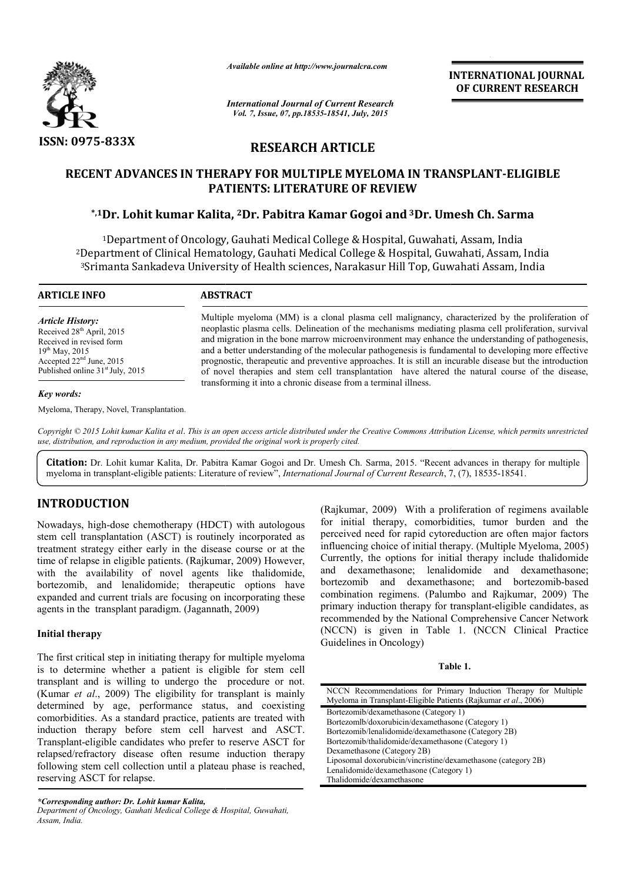*Available online at http://www.journalcra.com*

*International Journal of Current Research*
*Vol. 7, Issue, 07, pp.18535-18541, July, 2015*

**INTERNATIONAL JOURNAL OF CURRENT RESEARCH**

**ISSN: 0975-833X**

## RESEARCH ARTICLE

# RECENT ADVANCES IN THERAPY FOR MULTIPLE MYELOMA IN TRANSPLANT-ELIGIBLE PATIENTS: LITERATURE OF REVIEW

**\*,[1]Dr. Lohit kumar Kalita, [2]Dr. Pabitra Kamar Gogoi and [3]Dr. Umesh Ch. Sarma**

[1]Department of Oncology, Gauhati Medical College & Hospital, Guwahati, Assam, India
[2]Department of Clinical Hematology, Gauhati Medical College & Hospital, Guwahati, Assam, India
[3]Srimanta Sankadeva University of Health sciences, Narakasur Hill Top, Guwahati Assam, India

**ARTICLE INFO**

*Article History:*
Received 28[th] April, 2015
Received in revised form
19[th] May, 2015
Accepted 22[nd] June, 2015
Published online 31[st] July, 2015

*Key words:*
Myeloma, Therapy, Novel, Transplantation.

**ABSTRACT**

Multiple myeloma (MM) is a clonal plasma cell malignancy, characterized by the proliferation of neoplastic plasma cells. Delineation of the mechanisms mediating plasma cell proliferation, survival and migration in the bone marrow microenvironment may enhance the understanding of pathogenesis, and a better understanding of the molecular pathogenesis is fundamental to developing more effective prognostic, therapeutic and preventive approaches. It is still an incurable disease but the introduction of novel therapies and stem cell transplantation have altered the natural course of the disease, transforming it into a chronic disease from a terminal illness.

*Copyright © 2015 Lohit kumar Kalita et al. This is an open access article distributed under the Creative Commons Attribution License, which permits unrestricted use, distribution, and reproduction in any medium, provided the original work is properly cited.*

**Citation:** Dr. Lohit kumar Kalita, Dr. Pabitra Kamar Gogoi and Dr. Umesh Ch. Sarma, 2015. "Recent advances in therapy for multiple myeloma in transplant-eligible patients: Literature of review", *International Journal of Current Research*, 7, (7), 18535-18541.

## INTRODUCTION

Nowadays, high-dose chemotherapy (HDCT) with autologous stem cell transplantation (ASCT) is routinely incorporated as treatment strategy either early in the disease course or at the time of relapse in eligible patients. (Rajkumar, 2009) However, with the availability of novel agents like thalidomide, bortezomib, and lenalidomide; therapeutic options have expanded and current trials are focusing on incorporating these agents in the transplant paradigm. (Jagannath, 2009)

### Initial therapy

The first critical step in initiating therapy for multiple myeloma is to determine whether a patient is eligible for stem cell transplant and is willing to undergo the procedure or not. (Kumar *et al*., 2009) The eligibility for transplant is mainly determined by age, performance status, and coexisting comorbidities. As a standard practice, patients are treated with induction therapy before stem cell harvest and ASCT. Transplant-eligible candidates who prefer to reserve ASCT for relapsed/refractory disease often resume induction therapy following stem cell collection until a plateau phase is reached, reserving ASCT for relapse.

(Rajkumar, 2009) With a proliferation of regimens available for initial therapy, comorbidities, tumor burden and the perceived need for rapid cytoreduction are often major factors influencing choice of initial therapy. (Multiple Myeloma, 2005) Currently, the options for initial therapy include thalidomide and dexamethasone; lenalidomide and dexamethasone; bortezomib and dexamethasone; and bortezomib-based combination regimens. (Palumbo and Rajkumar, 2009) The primary induction therapy for transplant-eligible candidates, as recommended by the National Comprehensive Cancer Network (NCCN) is given in Table 1. (NCCN Clinical Practice Guidelines in Oncology)

**Table 1.**

| NCCN Recommendations for Primary Induction Therapy for Multiple Myeloma in Transplant-Eligible Patients (Rajkumar *et al*., 2006) |
|---|
| Bortezomlb/dexamethasone (Category 1) |
| Bortezomlb/doxorubicin/dexamethasone (Category 1) |
| Bortezomlb/lenalidomide/dexamethasone (Category 2B) |
| Bortezomib/thalidomide/dexamethasone (Category 1) |
| Dexamethasone (Category 2B) |
| Liposomal doxorubicin/vincristine/dexamethasone (category 2B) |
| Lenalidomide/dexamethasone (Category 1) |
| Thalidomide/dexamethasone |

*\*Corresponding author: Dr. Lohit kumar Kalita,*
*Department of Oncology, Gauhati Medical College & Hospital, Guwahati, Assam, India.*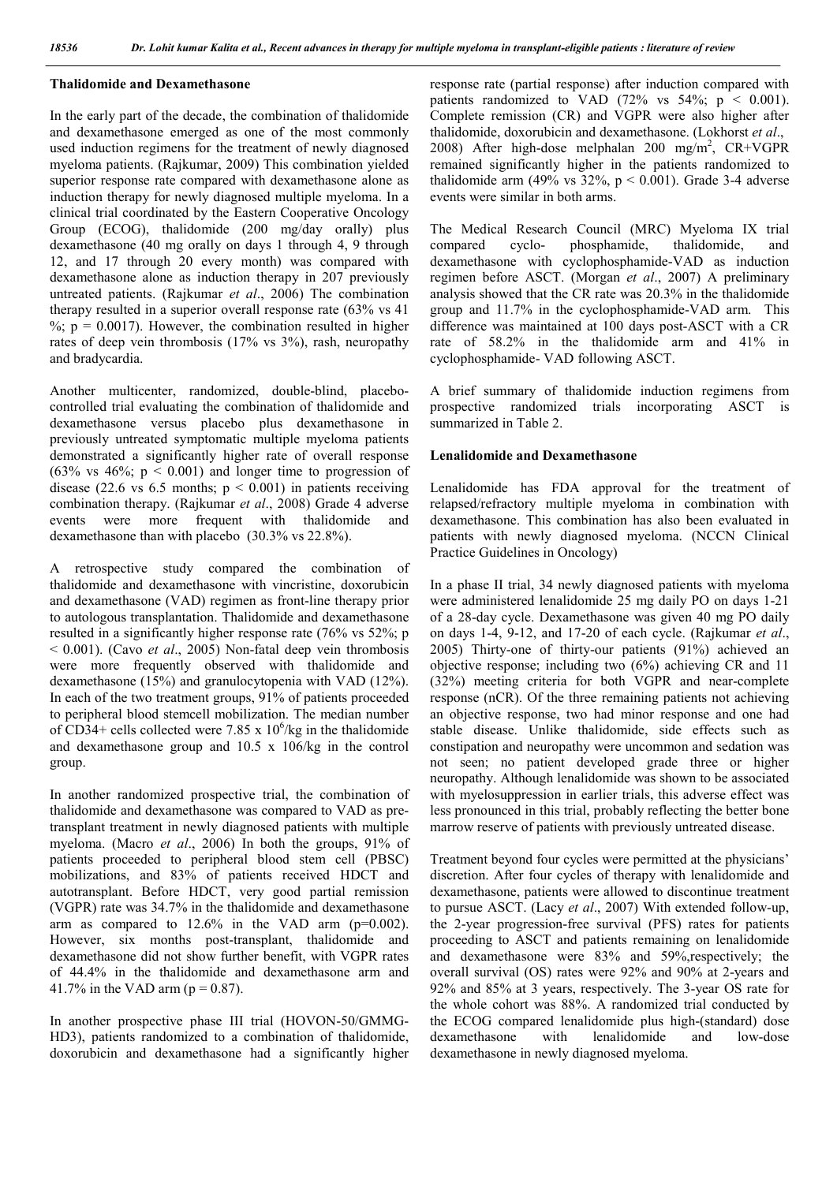### Thalidomide and Dexamethasone

In the early part of the decade, the combination of thalidomide and dexamethasone emerged as one of the most commonly used induction regimens for the treatment of newly diagnosed myeloma patients. (Rajkumar, 2009) This combination yielded superior response rate compared with dexamethasone alone as induction therapy for newly diagnosed multiple myeloma. In a clinical trial coordinated by the Eastern Cooperative Oncology Group (ECOG), thalidomide (200 mg/day orally) plus dexamethasone (40 mg orally on days 1 through 4, 9 through 12, and 17 through 20 every month) was compared with dexamethasone alone as induction therapy in 207 previously untreated patients. (Rajkumar *et al*., 2006) The combination therapy resulted in a superior overall response rate (63% vs 41 %; $p = 0.0017$). However, the combination resulted in higher rates of deep vein thrombosis (17% vs 3%), rash, neuropathy and bradycardia.

Another multicenter, randomized, double-blind, placebo-controlled trial evaluating the combination of thalidomide and dexamethasone versus placebo plus dexamethasone in previously untreated symptomatic multiple myeloma patients demonstrated a significantly higher rate of overall response (63% vs 46%; $p < 0.001$) and longer time to progression of disease (22.6 vs 6.5 months; $p < 0.001$) in patients receiving combination therapy. (Rajkumar *et al*., 2008) Grade 4 adverse events were more frequent with thalidomide and dexamethasone than with placebo (30.3% vs 22.8%).

A retrospective study compared the combination of thalidomide and dexamethasone with vincristine, doxorubicin and dexamethasone (VAD) regimen as front-line therapy prior to autologous transplantation. Thalidomide and dexamethasone resulted in a significantly higher response rate (76% vs 52%; $p < 0.001$). (Cavo *et al*., 2005) Non-fatal deep vein thrombosis were more frequently observed with thalidomide and dexamethasone (15%) and granulocytopenia with VAD (12%). In each of the two treatment groups, 91% of patients proceeded to peripheral blood stemcell mobilization. The median number of CD34+ cells collected were $7.85 \times 10^6$/kg in the thalidomide and dexamethasone group and 10.5 x 106/kg in the control group.

In another randomized prospective trial, the combination of thalidomide and dexamethasone was compared to VAD as pre-transplant treatment in newly diagnosed patients with multiple myeloma. (Macro *et al*., 2006) In both the groups, 91% of patients proceeded to peripheral blood stem cell (PBSC) mobilizations, and 83% of patients received HDCT and autotransplant. Before HDCT, very good partial remission (VGPR) rate was 34.7% in the thalidomide and dexamethasone arm as compared to 12.6% in the VAD arm ($p=0.002$). However, six months post-transplant, thalidomide and dexamethasone did not show further benefit, with VGPR rates of 44.4% in the thalidomide and dexamethasone arm and 41.7% in the VAD arm ($p = 0.87$).

In another prospective phase III trial (HOVON-50/GMMG-HD3), patients randomized to a combination of thalidomide, doxorubicin and dexamethasone had a significantly higher response rate (partial response) after induction compared with patients randomized to VAD (72% vs 54%; $p < 0.001$). Complete remission (CR) and VGPR were also higher after thalidomide, doxorubicin and dexamethasone. (Lokhorst *et al*., 2008) After high-dose melphalan 200 mg/m$^2$, CR+VGPR remained significantly higher in the patients randomized to thalidomide arm (49% vs 32%, $p < 0.001$). Grade 3-4 adverse events were similar in both arms.

The Medical Research Council (MRC) Myeloma IX trial compared cyclo- phosphamide, thalidomide, and dexamethasone with cyclophosphamide-VAD as induction regimen before ASCT. (Morgan *et al*., 2007) A preliminary analysis showed that the CR rate was 20.3% in the thalidomide group and 11.7% in the cyclophosphamide-VAD arm. This difference was maintained at 100 days post-ASCT with a CR rate of 58.2% in the thalidomide arm and 41% in cyclophosphamide- VAD following ASCT.

A brief summary of thalidomide induction regimens from prospective randomized trials incorporating ASCT is summarized in Table 2.

### Lenalidomide and Dexamethasone

Lenalidomide has FDA approval for the treatment of relapsed/refractory multiple myeloma in combination with dexamethasone. This combination has also been evaluated in patients with newly diagnosed myeloma. (NCCN Clinical Practice Guidelines in Oncology)

In a phase II trial, 34 newly diagnosed patients with myeloma were administered lenalidomide 25 mg daily PO on days 1-21 of a 28-day cycle. Dexamethasone was given 40 mg PO daily on days 1-4, 9-12, and 17-20 of each cycle. (Rajkumar *et al*., 2005) Thirty-one of thirty-our patients (91%) achieved an objective response; including two (6%) achieving CR and 11 (32%) meeting criteria for both VGPR and near-complete response (nCR). Of the three remaining patients not achieving an objective response, two had minor response and one had stable disease. Unlike thalidomide, side effects such as constipation and neuropathy were uncommon and sedation was not seen; no patient developed grade three or higher neuropathy. Although lenalidomide was shown to be associated with myelosuppression in earlier trials, this adverse effect was less pronounced in this trial, probably reflecting the better bone marrow reserve of patients with previously untreated disease.

Treatment beyond four cycles were permitted at the physicians' discretion. After four cycles of therapy with lenalidomide and dexamethasone, patients were allowed to discontinue treatment to pursue ASCT. (Lacy *et al*., 2007) With extended follow-up, the 2-year progression-free survival (PFS) rates for patients proceeding to ASCT and patients remaining on lenalidomide and dexamethasone were 83% and 59%,respectively; the overall survival (OS) rates were 92% and 90% at 2-years and 92% and 85% at 3 years, respectively. The 3-year OS rate for the whole cohort was 88%. A randomized trial conducted by the ECOG compared lenalidomide plus high-(standard) dose dexamethasone with lenalidomide and low-dose dexamethasone in newly diagnosed myeloma.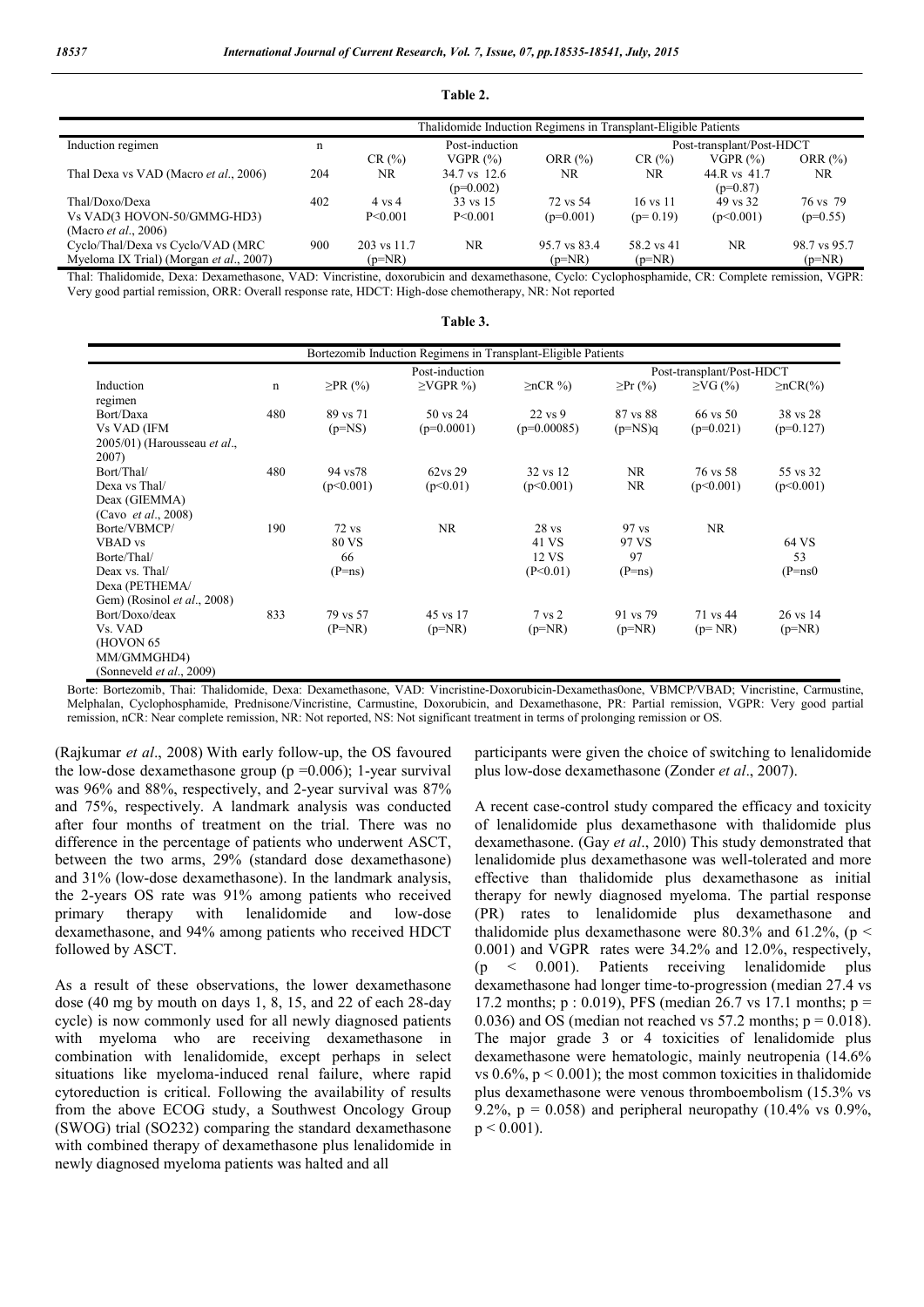**Table 2.**

| Induction regimen | n | Thalidomide Induction Regimens in Transplant-Eligible Patients | | | | | |
|---|---|---|---|---|---|---|---|
| | | Post-induction | | | Post-transplant/Post-HDCT | | |
| | | CR (%) | VGPR (%) | ORR (%) | CR (%) | VGPR (%) | ORR (%) |
| Thal Dexa vs VAD (Macro *et al*., 2006) | 204 | NR | 34.7 vs 12.6 (p=0.002) | NR | NR | 44.R vs 41.7 (p=0.87) | NR |
| Thal/Doxo/Dexa Vs VAD(3 HOVON-50/GMMG-HD3) (Macro *et al*., 2006) | 402 | 4 vs 4 P<0.001 | 33 vs 15 P<0.001 | 72 vs 54 (p=0.001) | 16 vs 11 (p= 0.19) | 49 vs 32 (p<0.001) | 76 vs 79 (p=0.55) |
| Cyclo/Thal/Dexa vs Cyclo/VAD (MRC Myeloma IX Trial) (Morgan *et al*., 2007) | 900 | 203 vs 11.7 (p=NR) | NR | 95.7 vs 83.4 (p=NR) | 58.2 vs 41 (p=NR) | NR | 98.7 vs 95.7 (p=NR) |

Thal: Thalidomide, Dexa: Dexamethasone, VAD: Vincristine, doxorubicin and dexamethasone, Cyclo: Cyclophosphamide, CR: Complete remission, VGPR: Very good partial remission, ORR: Overall response rate, HDCT: High-dose chemotherapy, NR: Not reported

**Table 3.**

| Induction regimen | n | Bortezomib Induction Regimens in Transplant-Eligible Patients | | | | | |
|---|---|---|---|---|---|---|---|
| | | Post-induction | | | Post-transplant/Post-HDCT | | |
| | | ≥PR (%) | ≥VGPR %) | ≥nCR %) | ≥Pr (%) | ≥VG (%) | ≥nCR(%) |
| Bort/Daxa Vs VAD (IFM 2005/01) (Harousseau *et al*., 2007) | 480 | 89 vs 71 (p=NS) | 50 vs 24 (p=0.0001) | 22 vs 9 (p=0.00085) | 87 vs 88 (p=NS)q | 66 vs 50 (p=0.021) | 38 vs 28 (p=0.127) |
| Bort/Thal/ Dexa vs Thal/ Deax (GIEMMA) (Cavo *et al*., 2008) | 480 | 94 vs78 (p<0.001) | 62vs 29 (p<0.01) | 32 vs 12 (p<0.001) | NR NR | 76 vs 58 (p<0.001) | 55 vs 32 (p<0.001) |
| Borte/VBMCP/ VBAD vs Borte/Thal/ Deax vs. Thal/ Dexa (PETHEMA/ Gem) (Rosinol *et al*., 2008) | 190 | 72 vs 80 VS 66 (P=ns) | NR | 28 vs 41 VS 12 VS (P<0.01) | 97 vs 97 VS 97 (P=ns) | NR | 64 VS 53 (P=ns0 |
| Bort/Doxo/deax Vs. VAD (HOVON 65 MM/GMMGHD4) (Sonneveld *et al*., 2009) | 833 | 79 vs 57 (P=NR) | 45 vs 17 (p=NR) | 7 vs 2 (p=NR) | 91 vs 79 (p=NR) | 71 vs 44 (p= NR) | 26 vs 14 (p=NR) |

Borte: Bortezomib, Thai: Thalidomide, Dexa: Dexamethasone, VAD: Vincristine-Doxorubicin-Dexamethas0one, VBMCP/VBAD; Vincristine, Carmustine, Melphalan, Cyclophosphamide, Prednisone/Vincristine, Carmustine, Doxorubicin, and Dexamethasone, PR: Partial remission, VGPR: Very good partial remission, nCR: Near complete remission, NR: Not reported, NS: Not significant treatment in terms of prolonging remission or OS.

(Rajkumar *et al*., 2008) With early follow-up, the OS favoured the low-dose dexamethasone group (p =0.006); 1-year survival was 96% and 88%, respectively, and 2-year survival was 87% and 75%, respectively. A landmark analysis was conducted after four months of treatment on the trial. There was no difference in the percentage of patients who underwent ASCT, between the two arms, 29% (standard dose dexamethasone) and 31% (low-dose dexamethasone). In the landmark analysis, the 2-years OS rate was 91% among patients who received primary therapy with lenalidomide and low-dose dexamethasone, and 94% among patients who received HDCT followed by ASCT.

As a result of these observations, the lower dexamethasone dose (40 mg by mouth on days 1, 8, 15, and 22 of each 28-day cycle) is now commonly used for all newly diagnosed patients with myeloma who are receiving dexamethasone in combination with lenalidomide, except perhaps in select situations like myeloma-induced renal failure, where rapid cytoreduction is critical. Following the availability of results from the above ECOG study, a Southwest Oncology Group (SWOG) trial (SO232) comparing the standard dexamethasone with combined therapy of dexamethasone plus lenalidomide in newly diagnosed myeloma patients was halted and all participants were given the choice of switching to lenalidomide plus low-dose dexamethasone (Zonder *et al*., 2007).

A recent case-control study compared the efficacy and toxicity of lenalidomide plus dexamethasone with thalidomide plus dexamethasone. (Gay *et al*., 20l0) This study demonstrated that lenalidomide plus dexamethasone was well-tolerated and more effective than thalidomide plus dexamethasone as initial therapy for newly diagnosed myeloma. The partial response (PR) rates to lenalidomide plus dexamethasone and thalidomide plus dexamethasone were 80.3% and 61.2%, ($p < 0.001$) and VGPR rates were 34.2% and 12.0%, respectively, ($p < 0.001$). Patients receiving lenalidomide plus dexamethasone had longer time-to-progression (median 27.4 vs 17.2 months; p : 0.019), PFS (median 26.7 vs 17.1 months; $p = 0.036$) and OS (median not reached vs 57.2 months; $p = 0.018$). The major grade 3 or 4 toxicities of lenalidomide plus dexamethasone were hematologic, mainly neutropenia (14.6% vs 0.6%, $p < 0.001$); the most common toxicities in thalidomide plus dexamethasone were venous thromboembolism (15.3% vs 9.2%, $p = 0.058$) and peripheral neuropathy (10.4% vs 0.9%, $p < 0.001$).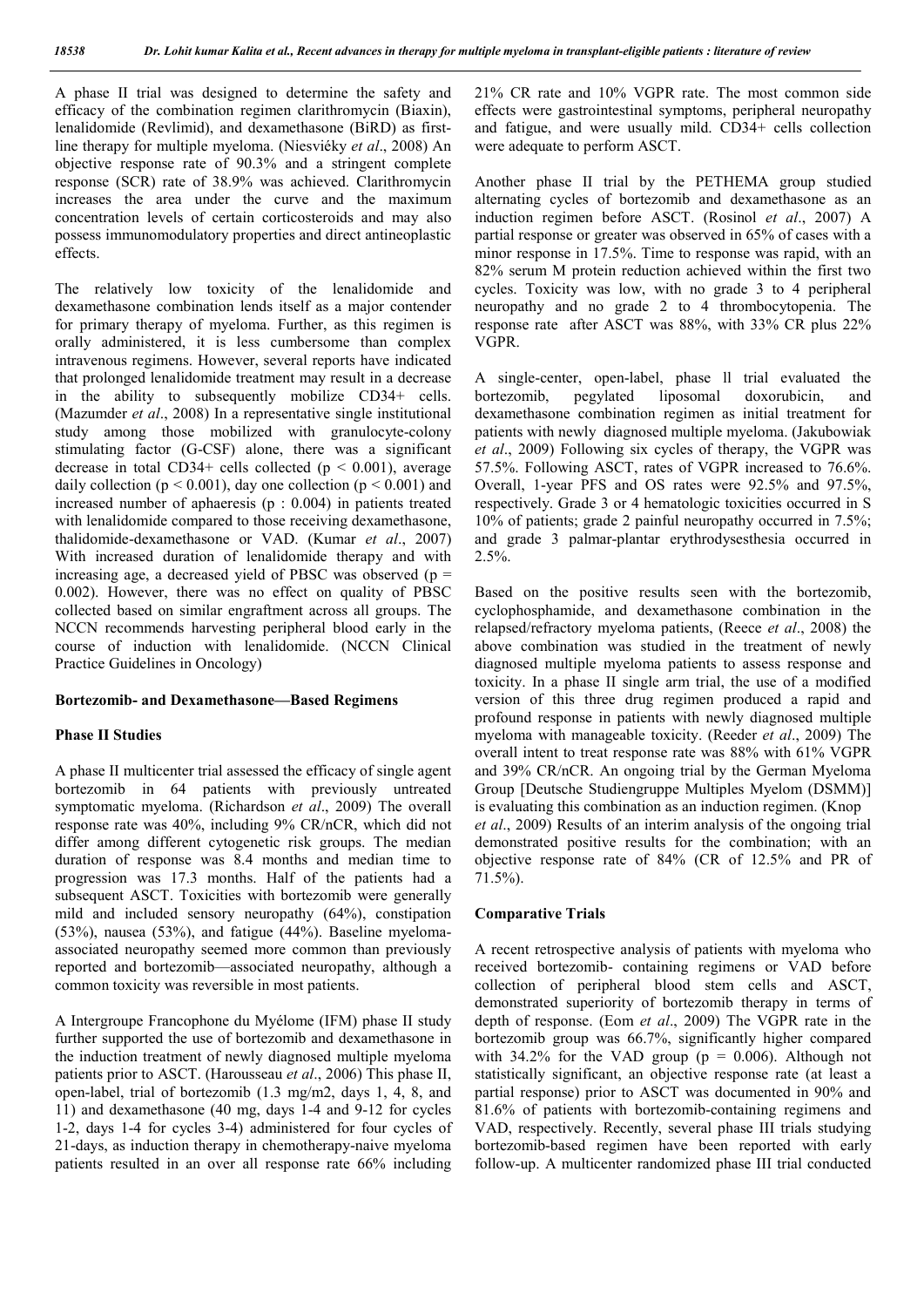A phase II trial was designed to determine the safety and efficacy of the combination regimen clarithromycin (Biaxin), lenalidomide (Revlimid), and dexamethasone (BiRD) as first-line therapy for multiple myeloma. (Niesviéky *et al*., 2008) An objective response rate of 90.3% and a stringent complete response (SCR) rate of 38.9% was achieved. Clarithromycin increases the area under the curve and the maximum concentration levels of certain corticosteroids and may also possess immunomodulatory properties and direct antineoplastic effects.

The relatively low toxicity of the lenalidomide and dexamethasone combination lends itself as a major contender for primary therapy of myeloma. Further, as this regimen is orally administered, it is less cumbersome than complex intravenous regimens. However, several reports have indicated that prolonged lenalidomide treatment may result in a decrease in the ability to subsequently mobilize CD34+ cells. (Mazumder *et al*., 2008) In a representative single institutional study among those mobilized with granulocyte-colony stimulating factor (G-CSF) alone, there was a significant decrease in total CD34+ cells collected ($p < 0.001$), average daily collection ($p < 0.001$), day one collection ($p < 0.001$) and increased number of aphaeresis (p : 0.004) in patients treated with lenalidomide compared to those receiving dexamethasone, thalidomide-dexamethasone or VAD. (Kumar *et al*., 2007) With increased duration of lenalidomide therapy and with increasing age, a decreased yield of PBSC was observed ($p = 0.002$). However, there was no effect on quality of PBSC collected based on similar engraftment across all groups. The NCCN recommends harvesting peripheral blood early in the course of induction with lenalidomide. (NCCN Clinical Practice Guidelines in Oncology)

## Bortezomib- and Dexamethasone—Based Regimens

### Phase II Studies

A phase II multicenter trial assessed the efficacy of single agent bortezomib in 64 patients with previously untreated symptomatic myeloma. (Richardson *et al*., 2009) The overall response rate was 40%, including 9% CR/nCR, which did not differ among different cytogenetic risk groups. The median duration of response was 8.4 months and median time to progression was 17.3 months. Half of the patients had a subsequent ASCT. Toxicities with bortezomib were generally mild and included sensory neuropathy (64%), constipation (53%), nausea (53%), and fatigue (44%). Baseline myeloma-associated neuropathy seemed more common than previously reported and bortezomib—associated neuropathy, although a common toxicity was reversible in most patients.

A Intergroupe Francophone du Myélome (IFM) phase II study further supported the use of bortezomib and dexamethasone in the induction treatment of newly diagnosed multiple myeloma patients prior to ASCT. (Harousseau *et al*., 2006) This phase II, open-label, trial of bortezomib (1.3 mg/m2, days 1, 4, 8, and 11) and dexamethasone (40 mg, days 1-4 and 9-12 for cycles 1-2, days 1-4 for cycles 3-4) administered for four cycles of 21-days, as induction therapy in chemotherapy-naive myeloma patients resulted in an over all response rate 66% including 21% CR rate and 10% VGPR rate. The most common side effects were gastrointestinal symptoms, peripheral neuropathy and fatigue, and were usually mild. CD34+ cells collection were adequate to perform ASCT.

Another phase II trial by the PETHEMA group studied alternating cycles of bortezomib and dexamethasone as an induction regimen before ASCT. (Rosinol *et al*., 2007) A partial response or greater was observed in 65% of cases with a minor response in 17.5%. Time to response was rapid, with an 82% serum M protein reduction achieved within the first two cycles. Toxicity was low, with no grade 3 to 4 peripheral neuropathy and no grade 2 to 4 thrombocytopenia. The response rate after ASCT was 88%, with 33% CR plus 22% VGPR.

A single-center, open-label, phase ll trial evaluated the bortezomib, pegylated liposomal doxorubicin, and dexamethasone combination regimen as initial treatment for patients with newly diagnosed multiple myeloma. (Jakubowiak *et al*., 2009) Following six cycles of therapy, the VGPR was 57.5%. Following ASCT, rates of VGPR increased to 76.6%. Overall, 1-year PFS and OS rates were 92.5% and 97.5%, respectively. Grade 3 or 4 hematologic toxicities occurred in S 10% of patients; grade 2 painful neuropathy occurred in 7.5%; and grade 3 palmar-plantar erythrodysesthesia occurred in 2.5%.

Based on the positive results seen with the bortezomib, cyclophosphamide, and dexamethasone combination in the relapsed/refractory myeloma patients, (Reece *et al*., 2008) the above combination was studied in the treatment of newly diagnosed multiple myeloma patients to assess response and toxicity. In a phase II single arm trial, the use of a modified version of this three drug regimen produced a rapid and profound response in patients with newly diagnosed multiple myeloma with manageable toxicity. (Reeder *et al*., 2009) The overall intent to treat response rate was 88% with 61% VGPR and 39% CR/nCR. An ongoing trial by the German Myeloma Group [Deutsche Studiengruppe Multiples Myelom (DSMM)] is evaluating this combination as an induction regimen. (Knop *et al*., 2009) Results of an interim analysis of the ongoing trial demonstrated positive results for the combination; with an objective response rate of 84% (CR of 12.5% and PR of 71.5%).

### Comparative Trials

A recent retrospective analysis of patients with myeloma who received bortezomib- containing regimens or VAD before collection of peripheral blood stem cells and ASCT, demonstrated superiority of bortezomib therapy in terms of depth of response. (Eom *et al*., 2009) The VGPR rate in the bortezomib group was 66.7%, significantly higher compared with 34.2% for the VAD group ($p = 0.006$). Although not statistically significant, an objective response rate (at least a partial response) prior to ASCT was documented in 90% and 81.6% of patients with bortezomib-containing regimens and VAD, respectively. Recently, several phase III trials studying bortezomib-based regimen have been reported with early follow-up. A multicenter randomized phase III trial conducted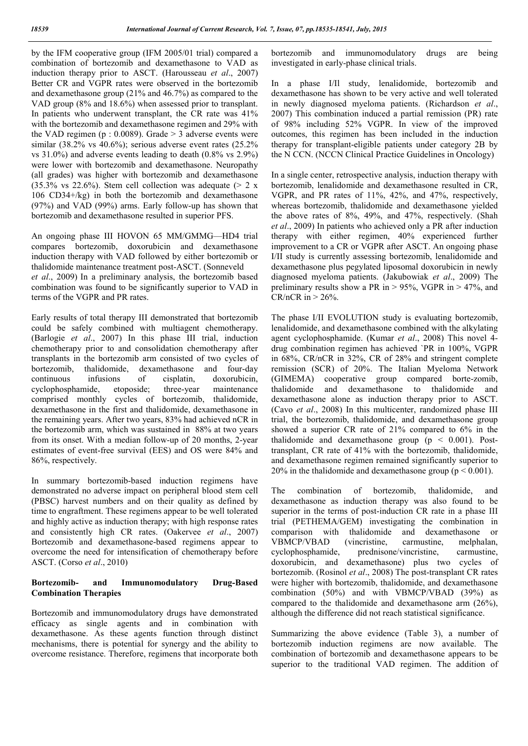by the IFM cooperative group (IFM 2005/01 trial) compared a combination of bortezomib and dexamethasone to VAD as induction therapy prior to ASCT. (Harousseau *et al*., 2007) Better CR and VGPR rates were observed in the bortezomib and dexamethasone group (21% and 46.7%) as compared to the VAD group (8% and 18.6%) when assessed prior to transplant. In patients who underwent transplant, the CR rate was 41% with the bortezomib and dexamethasone regimen and 29% with the VAD regimen (p : 0.0089). Grade > 3 adverse events were similar (38.2% vs 40.6%); serious adverse event rates (25.2% vs 31.0%) and adverse events leading to death (0.8% vs 2.9%) were lower with bortezomib and dexamethasone. Neuropathy (all grades) was higher with bortezomib and dexamethasone (35.3% vs 22.6%). Stem cell collection was adequate (> 2 x 106 CD34+/kg) in both the bortezomib and dexamethasone (97%) and VAD (99%) arms. Early follow-up has shown that bortezomib and dexamethasone resulted in superior PFS.

An ongoing phase III HOVON 65 MM/GMMG—HD4 trial compares bortezomib, doxorubicin and dexamethasone induction therapy with VAD followed by either bortezomib or thalidomide maintenance treatment post-ASCT. (Sonneveld *et al*., 2009) In a preliminary analysis, the bortezomib based combination was found to be significantly superior to VAD in terms of the VGPR and PR rates.

Early results of total therapy III demonstrated that bortezomib could be safely combined with multiagent chemotherapy. (Barlogie *et al*., 2007) In this phase III trial, induction chemotherapy prior to and consolidation chemotherapy after transplants in the bortezomib arm consisted of two cycles of bortezomib, thalidomide, dexamethasone and four-day continuous infusions of cisplatin, doxorubicin, cyclophosphamide, etoposide; three-year maintenance comprised monthly cycles of bortezomib, thalidomide, dexamethasone in the first and thalidomide, dexamethasone in the remaining years. After two years, 83% had achieved nCR in the bortezomib arm, which was sustained in 88% at two years from its onset. With a median follow-up of 20 months, 2-year estimates of event-free survival (EES) and OS were 84% and 86%, respectively.

In summary bortezomib-based induction regimens have demonstrated no adverse impact on peripheral blood stem cell (PBSC) harvest numbers and on their quality as defined by time to engraftment. These regimens appear to be well tolerated and highly active as induction therapy; with high response rates and consistently high CR rates. (Oakervee *et al*., 2007) Bortezomib and dexamethasone-based regimens appear to overcome the need for intensification of chemotherapy before ASCT. (Corso *et al*., 2010)

**Bortezomib- and Immunomodulatory Drug-Based Combination Therapies**

Bortezomib and immunomodulatory drugs have demonstrated efficacy as single agents and in combination with dexamethasone. As these agents function through distinct mechanisms, there is potential for synergy and the ability to overcome resistance. Therefore, regimens that incorporate both bortezomib and immunomodulatory drugs are being investigated in early-phase clinical trials.

In a phase I/II study, lenalidomide, bortezomib and dexamethasone has shown to be very active and well tolerated in newly diagnosed myeloma patients. (Richardson *et al*., 2007) This combination induced a partial remission (PR) rate of 98% including 52% VGPR. In view of the improved outcomes, this regimen has been included in the induction therapy for transplant-eligible patients under category 2B by the N CCN. (NCCN Clinical Practice Guidelines in Oncology)

In a single center, retrospective analysis, induction therapy with bortezomib, lenalidomide and dexamethasone resulted in CR, VGPR, and PR rates of 11%, 42%, and 47%, respectively, whereas bortezomib, thalidomide and dexamethasone yielded the above rates of 8%, 49%, and 47%, respectively. (Shah *et al*., 2009) In patients who achieved only a PR after induction therapy with either regimen, 40% experienced further improvement to a CR or VGPR after ASCT. An ongoing phase I/II study is currently assessing bortezomib, lenalidomide and dexamethasone plus pegylated liposomal doxorubicin in newly diagnosed myeloma patients. (Jakubowiak *et al*., 2009) The preliminary results show a PR in > 95%, VGPR in > 47%, and CR/nCR in > 26%.

The phase I/II EVOLUTION study is evaluating bortezomib, lenalidomide, and dexamethasone combined with the alkylating agent cyclophosphamide. (Kumar *et al*., 2008) This novel 4-drug combination regimen has achieved `PR in 100%, VGPR in 68%, CR/nCR in 32%, CR of 28% and stringent complete remission (SCR) of 20%. The Italian Myeloma Network (GIMEMA) cooperative group compared borte-zomib, thalidomide and dexamethasone to thalidomide and dexamethasone alone as induction therapy prior to ASCT. (Cavo *et al*., 2008) In this multicenter, randomized phase III trial, the bortezomib, thalidomide, and dexamethasone group showed a superior CR rate of 21% compared to 6% in the thalidomide and dexamethasone group ($p < 0.001$). Post-transplant, CR rate of 41% with the bortezomib, thalidomide, and dexamethasone regimen remained significantly superior to 20% in the thalidomide and dexamethasone group ($p < 0.001$).

The combination of bortezomib, thalidomide, and dexamethasone as induction therapy was also found to be superior in the terms of post-induction CR rate in a phase III trial (PETHEMA/GEM) investigating the combination in comparison with thalidomide and dexamethasone or VBMCP/VBAD (vincristine, carmustine, melphalan, cyclophosphamide, prednisone/vincristine, carmustine, doxorubicin, and dexamethasone) plus two cycles of bortezomib. (Rosinol *et al*., 2008) The post-transplant CR rates were higher with bortezomib, thalidomide, and dexamethasone combination (50%) and with VBMCP/VBAD (39%) as compared to the thalidomide and dexamethasone arm (26%), although the difference did not reach statistical significance.

Summarizing the above evidence (Table 3), a number of bortezomib induction regimens are now available. The combination of bortezomib and dexamethasone appears to be superior to the traditional VAD regimen. The addition of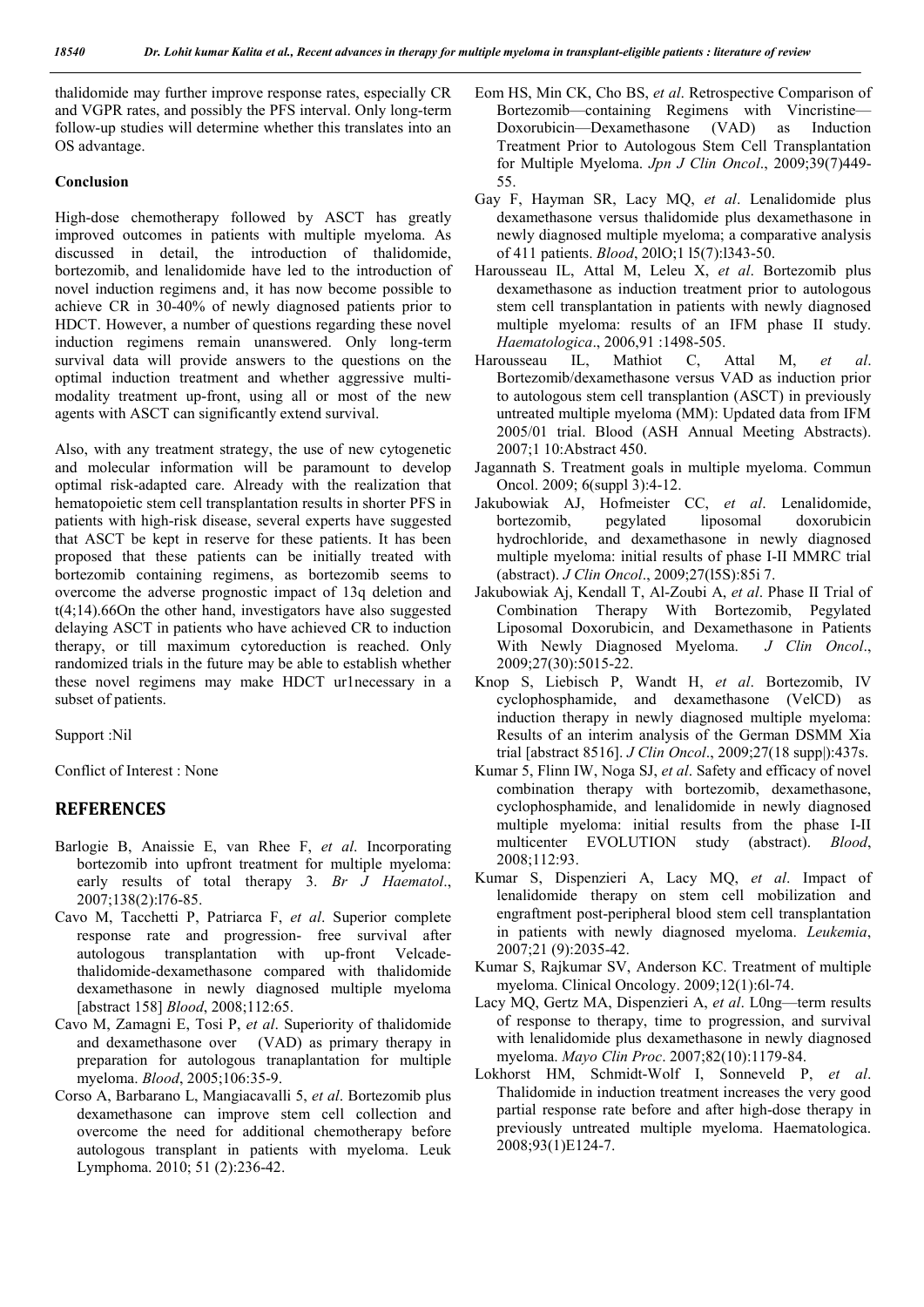thalidomide may further improve response rates, especially CR and VGPR rates, and possibly the PFS interval. Only long-term follow-up studies will determine whether this translates into an OS advantage.

### Conclusion

High-dose chemotherapy followed by ASCT has greatly improved outcomes in patients with multiple myeloma. As discussed in detail, the introduction of thalidomide, bortezomib, and lenalidomide have led to the introduction of novel induction regimens and, it has now become possible to achieve CR in 30-40% of newly diagnosed patients prior to HDCT. However, a number of questions regarding these novel induction regimens remain unanswered. Only long-term survival data will provide answers to the questions on the optimal induction treatment and whether aggressive multi-modality treatment up-front, using all or most of the new agents with ASCT can significantly extend survival.

Also, with any treatment strategy, the use of new cytogenetic and molecular information will be paramount to develop optimal risk-adapted care. Already with the realization that hematopoietic stem cell transplantation results in shorter PFS in patients with high-risk disease, several experts have suggested that ASCT be kept in reserve for these patients. It has been proposed that these patients can be initially treated with bortezomib containing regimens, as bortezomib seems to overcome the adverse prognostic impact of 13q deletion and t(4;14).66On the other hand, investigators have also suggested delaying ASCT in patients who have achieved CR to induction therapy, or till maximum cytoreduction is reached. Only randomized trials in the future may be able to establish whether these novel regimens may make HDCT ur1necessary in a subset of patients.

Support :Nil

Conflict of Interest : None

## REFERENCES

- Barlogie B, Anaissie E, van Rhee F, *et al*. Incorporating bortezomib into upfront treatment for multiple myeloma: early results of total therapy 3. *Br J Haematol*., 2007;138(2):l76-85.
- Cavo M, Tacchetti P, Patriarca F, *et al*. Superior complete response rate and progression- free survival after autologous transplantation with up-front Velcade-thalidomide-dexamethasone compared with thalidomide dexamethasone in newly diagnosed multiple myeloma [abstract 158] *Blood*, 2008;112:65.
- Cavo M, Zamagni E, Tosi P, *et al*. Superiority of thalidomide and dexamethasone over (VAD) as primary therapy in preparation for autologous tranaplantation for multiple myeloma. *Blood*, 2005;106:35-9.
- Corso A, Barbarano L, Mangiacavalli 5, *et al*. Bortezomib plus dexamethasone can improve stem cell collection and overcome the need for additional chemotherapy before autologous transplant in patients with myeloma. Leuk Lymphoma. 2010; 51 (2):236-42.
- Eom HS, Min CK, Cho BS, *et al*. Retrospective Comparison of Bortezomib—containing Regimens with Vincristine—Doxorubicin—Dexamethasone (VAD) as Induction Treatment Prior to Autologous Stem Cell Transplantation for Multiple Myeloma. *Jpn J Clin Oncol*., 2009;39(7)449-55.
- Gay F, Hayman SR, Lacy MQ, *et al*. Lenalidomide plus dexamethasone versus thalidomide plus dexamethasone in newly diagnosed multiple myeloma; a comparative analysis of 411 patients. *Blood*, 20lO;1 l5(7):l343-50.
- Harousseau IL, Attal M, Leleu X, *et al*. Bortezomib plus dexamethasone as induction treatment prior to autologous stem cell transplantation in patients with newly diagnosed multiple myeloma: results of an IFM phase II study. *Haematologica*., 2006,91 :1498-505.
- Harousseau IL, Mathiot C, Attal M, *et al*. Bortezomib/dexamethasone versus VAD as induction prior to autologous stem cell transplantion (ASCT) in previously untreated multiple myeloma (MM): Updated data from IFM 2005/01 trial. Blood (ASH Annual Meeting Abstracts). 2007;1 10:Abstract 450.
- Jagannath S. Treatment goals in multiple myeloma. Commun Oncol. 2009; 6(suppl 3):4-12.
- Jakubowiak AJ, Hofmeister CC, *et al*. Lenalidomide, bortezomib, pegylated liposomal doxorubicin hydrochloride, and dexamethasone in newly diagnosed multiple myeloma: initial results of phase I-II MMRC trial (abstract). *J Clin Oncol*., 2009;27(l5S):85i 7.
- Jakubowiak Aj, Kendall T, Al-Zoubi A, *et al*. Phase II Trial of Combination Therapy With Bortezomib, Pegylated Liposomal Doxorubicin, and Dexamethasone in Patients With Newly Diagnosed Myeloma. *J Clin Oncol*., 2009;27(30):5015-22.
- Knop S, Liebisch P, Wandt H, *et al*. Bortezomib, IV cyclophosphamide, and dexamethasone (VelCD) as induction therapy in newly diagnosed multiple myeloma: Results of an interim analysis of the German DSMM Xia trial [abstract 8516]. *J Clin Oncol*., 2009;27(18 supp|):437s.
- Kumar 5, Flinn IW, Noga SJ, *et al*. Safety and efficacy of novel combination therapy with bortezomib, dexamethasone, cyclophosphamide, and lenalidomide in newly diagnosed multiple myeloma: initial results from the phase I-II multicenter EVOLUTION study (abstract). *Blood*, 2008;112:93.
- Kumar S, Dispenzieri A, Lacy MQ, *et al*. Impact of lenalidomide therapy on stem cell mobilization and engraftment post-peripheral blood stem cell transplantation in patients with newly diagnosed myeloma. *Leukemia*, 2007;21 (9):2035-42.
- Kumar S, Rajkumar SV, Anderson KC. Treatment of multiple myeloma. Clinical Oncology. 2009;12(1):6l-74.
- Lacy MQ, Gertz MA, Dispenzieri A, *et al*. L0ng—term results of response to therapy, time to progression, and survival with lenalidomide plus dexamethasone in newly diagnosed myeloma. *Mayo Clin Proc*. 2007;82(10):1179-84.
- Lokhorst HM, Schmidt-Wolf I, Sonneveld P, *et al*. Thalidomide in induction treatment increases the very good partial response rate before and after high-dose therapy in previously untreated multiple myeloma. Haematologica. 2008;93(1)E124-7.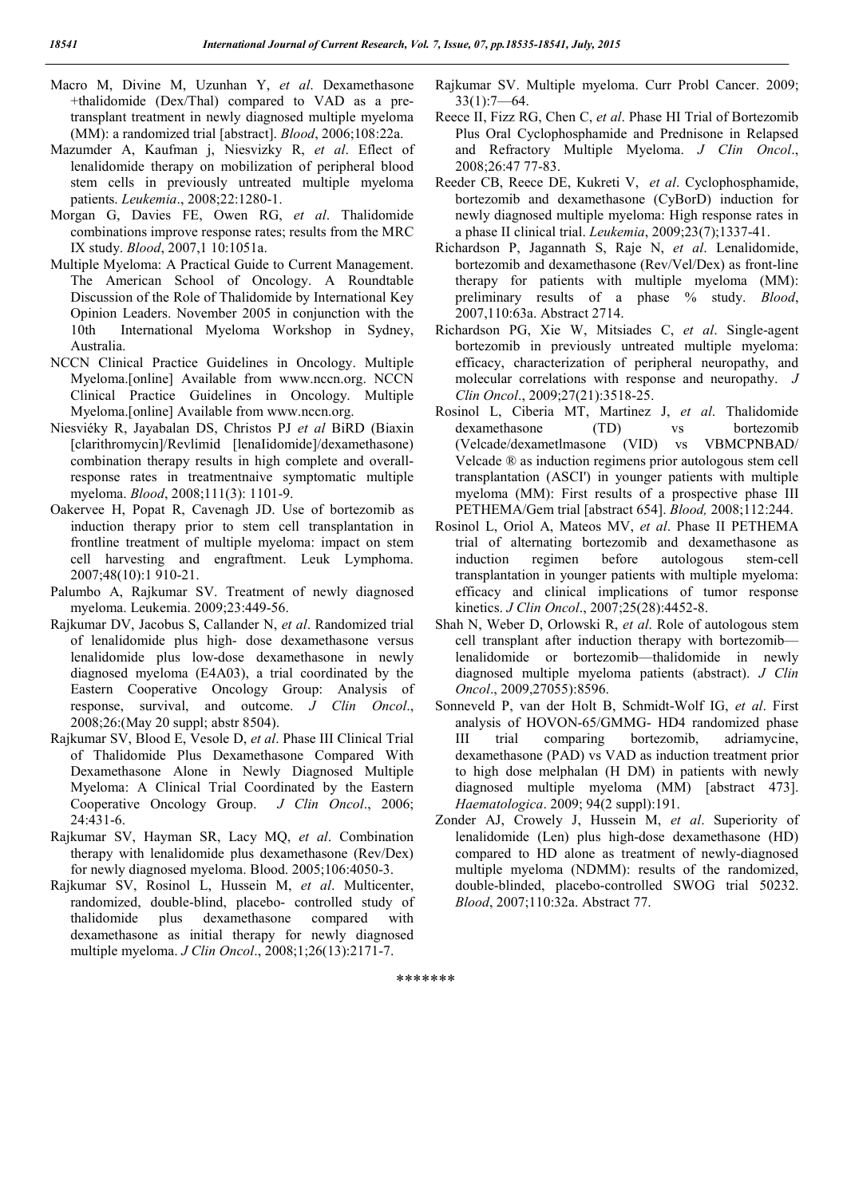Macro M, Divine M, Uzunhan Y, *et al*. Dexamethasone +thalidomide (Dex/Thal) compared to VAD as a pre-transplant treatment in newly diagnosed multiple myeloma (MM): a randomized trial [abstract]. *Blood*, 2006;108:22a.

Mazumder A, Kaufman j, Niesvizky R, *et al*. Eflect of lenalidomide therapy on mobilization of peripheral blood stem cells in previously untreated multiple myeloma patients. *Leukemia*., 2008;22:1280-1.

Morgan G, Davies FE, Owen RG, *et al*. Thalidomide combinations improve response rates; results from the MRC IX study. *Blood*, 2007,1 10:1051a.

Multiple Myeloma: A Practical Guide to Current Management. The American School of Oncology. A Roundtable Discussion of the Role of Thalidomide by International Key Opinion Leaders. November 2005 in conjunction with the 10th International Myeloma Workshop in Sydney, Australia.

NCCN Clinical Practice Guidelines in Oncology. Multiple Myeloma.[online] Available from www.nccn.org. NCCN Clinical Practice Guidelines in Oncology. Multiple Myeloma.[online] Available from www.nccn.org.

Niesviéky R, Jayabalan DS, Christos PJ *et al* BiRD (Biaxin [clarithromycin]/Revlimid [lenaIidomide]/dexamethasone) combination therapy results in high complete and overall-response rates in treatmentnaive symptomatic multiple myeloma. *Blood*, 2008;111(3): 1101-9.

Oakervee H, Popat R, Cavenagh JD. Use of bortezomib as induction therapy prior to stem cell transplantation in frontline treatment of multiple myeloma: impact on stem cell harvesting and engraftment. Leuk Lymphoma. 2007;48(10):1 910-21.

Palumbo A, Rajkumar SV. Treatment of newly diagnosed myeloma. Leukemia. 2009;23:449-56.

Rajkumar DV, Jacobus S, Callander N, *et al*. Randomized trial of lenalidomide plus high- dose dexamethasone versus lenalidomide plus low-dose dexamethasone in newly diagnosed myeloma (E4A03), a trial coordinated by the Eastern Cooperative Oncology Group: Analysis of response, survival, and outcome. *J Clin Oncol*., 2008;26:(May 20 suppl; abstr 8504).

Rajkumar SV, Blood E, Vesole D, *et al*. Phase III Clinical Trial of Thalidomide Plus Dexamethasone Compared With Dexamethasone Alone in Newly Diagnosed Multiple Myeloma: A Clinical Trial Coordinated by the Eastern Cooperative Oncology Group. *J Clin Oncol*., 2006; 24:431-6.

Rajkumar SV, Hayman SR, Lacy MQ, *et al*. Combination therapy with lenalidomide plus dexamethasone (Rev/Dex) for newly diagnosed myeloma. Blood. 2005;106:4050-3.

Rajkumar SV, Rosinol L, Hussein M, *et al*. Multicenter, randomized, double-blind, placebo- controlled study of thalidomide plus dexamethasone compared with dexamethasone as initial therapy for newly diagnosed multiple myeloma. *J Clin Oncol*., 2008;1;26(13):2171-7.

Rajkumar SV. Multiple myeloma. Curr Probl Cancer. 2009; 33(1):7—64.

Reece II, Fizz RG, Chen C, *et al*. Phase HI Trial of Bortezomib Plus Oral Cyclophosphamide and Prednisone in Relapsed and Refractory Multiple Myeloma. *J CIin Oncol*., 2008;26:47 77-83.

Reeder CB, Reece DE, Kukreti V, *et al*. Cyclophosphamide, bortezomib and dexamethasone (CyBorD) induction for newly diagnosed multiple myeloma: High response rates in a phase II clinical trial. *Leukemia*, 2009;23(7);1337-41.

Richardson P, Jagannath S, Raje N, *et al*. Lenalidomide, bortezomib and dexamethasone (Rev/Vel/Dex) as front-line therapy for patients with multiple myeloma (MM): preliminary results of a phase % study. *Blood*, 2007,110:63a. Abstract 2714.

Richardson PG, Xie W, Mitsiades C, *et al*. Single-agent bortezomib in previously untreated multiple myeloma: efficacy, characterization of peripheral neuropathy, and molecular correlations with response and neuropathy. *J Clin Oncol*., 2009;27(21):3518-25.

Rosinol L, Ciberia MT, Martinez J, *et al*. Thalidomide dexamethasone (TD) vs bortezomib (Velcade/dexametlmasone (VID) vs VBMCPNBAD/ Velcade ® as induction regimens prior autologous stem cell transplantation (ASCI') in younger patients with multiple myeloma (MM): First results of a prospective phase III PETHEMA/Gem trial [abstract 654]. *Blood,* 2008;112:244.

Rosinol L, Oriol A, Mateos MV, *et al*. Phase II PETHEMA trial of alternating bortezomib and dexamethasone as induction regimen before autologous stem-cell transplantation in younger patients with multiple myeloma: efficacy and clinical implications of tumor response kinetics. *J Clin Oncol*., 2007;25(28):4452-8.

Shah N, Weber D, Orlowski R, *et al*. Role of autologous stem cell transplant after induction therapy with bortezomib—lenalidomide or bortezomib—thalidomide in newly diagnosed multiple myeloma patients (abstract). *J Clin Oncol*., 2009,27055):8596.

Sonneveld P, van der Holt B, Schmidt-Wolf IG, *et al*. First analysis of HOVON-65/GMMG- HD4 randomized phase III trial comparing bortezomib, adriamycine, dexamethasone (PAD) vs VAD as induction treatment prior to high dose melphalan (H DM) in patients with newly diagnosed multiple myeloma (MM) [abstract 473]. *Haematologica*. 2009; 94(2 suppl):191.

Zonder AJ, Crowely J, Hussein M, *et al*. Superiority of lenalidomide (Len) plus high-dose dexamethasone (HD) compared to HD alone as treatment of newly-diagnosed multiple myeloma (NDMM): results of the randomized, double-blinded, placebo-controlled SWOG trial 50232. *Blood*, 2007;110:32a. Abstract 77.

*******